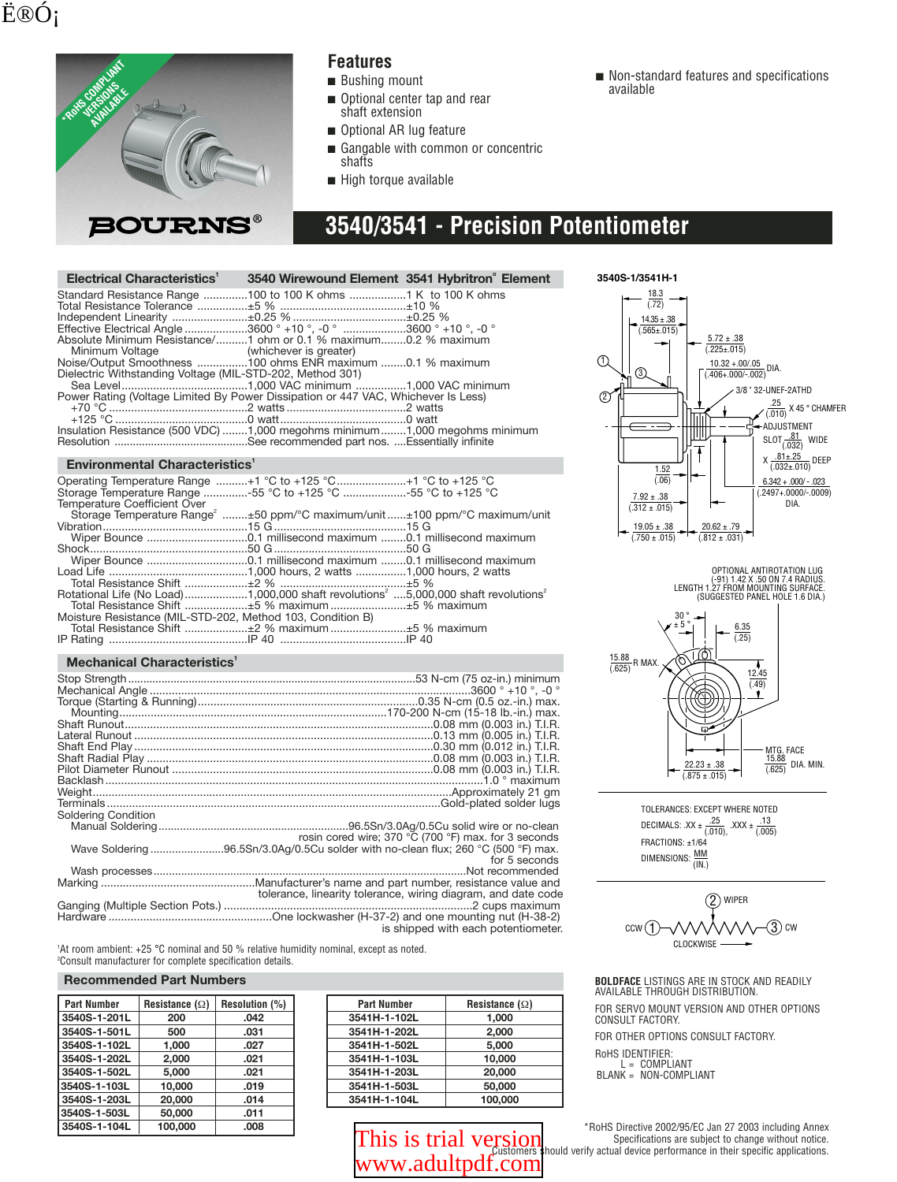# 3540/3541 - Precision Potentiometer

BOURNS®

*RoHS COMPLIANT VERSIONS AVAILABLE

## Features

- Bushing mount
- Optional center tap and rear shaft extension
- Optional AR lug feature
- Gangable with common or concentric shafts
- High torque available
- Non-standard features and specifications available

## Electrical Characteristics[1]

| | 3540 Wirewound Element | 3541 Hybritron® Element |
|---|---|---|
| Standard Resistance Range | 100 to 100 K ohms | 1 K to 100 K ohms |
| Total Resistance Tolerance | ±5 % | ±10 % |
| Independent Linearity | ±0.25 % | ±0.25 % |
| Effective Electrical Angle | 3600 ° +10 °, -0 ° | 3600 ° +10 °, -0 ° |
| Absolute Minimum Resistance/ Minimum Voltage | 1 ohm or 0.1 % maximum (whichever is greater) | 0.2 % maximum |
| Noise/Output Smoothness | 100 ohms ENR maximum | 0.1 % maximum |
| Dielectric Withstanding Voltage (MIL-STD-202, Method 301) | | |
| Sea Level | 1,000 VAC minimum | 1,000 VAC minimum |
| Power Rating (Voltage Limited By Power Dissipation or 447 VAC, Whichever Is Less) | | |
| +70 °C | 2 watts | 2 watts |
| +125 °C | 0 watt | 0 watt |
| Insulation Resistance (500 VDC) | 1,000 megohms minimum | 1,000 megohms minimum |
| Resolution | See recommended part nos. | Essentially infinite |

## Environmental Characteristics[1]

| | 3540 | 3541 |
|---|---|---|
| Operating Temperature Range | +1 °C to +125 °C | +1 °C to +125 °C |
| Storage Temperature Range | -55 °C to +125 °C | -55 °C to +125 °C |
| Temperature Coefficient Over Storage Temperature Range[2] | ±50 ppm/°C maximum/unit | ±100 ppm/°C maximum/unit |
| Vibration | 15 G | 15 G |
| Wiper Bounce | 0.1 millisecond maximum | 0.1 millisecond maximum |
| Shock | 50 G | 50 G |
| Wiper Bounce | 0.1 millisecond maximum | 0.1 millisecond maximum |
| Load Life | 1,000 hours, 2 watts | 1,000 hours, 2 watts |
| Total Resistance Shift | ±2 % | ±5 % |
| Rotational Life (No Load) | 1,000,000 shaft revolutions[2] | 5,000,000 shaft revolutions[2] |
| Total Resistance Shift | ±5 % maximum | ±5 % maximum |
| Moisture Resistance (MIL-STD-202, Method 103, Condition B) | | |
| Total Resistance Shift | ±2 % maximum | ±5 % maximum |
| IP Rating | IP 40 | IP 40 |

## Mechanical Characteristics[1]

| | |
|---|---|
| Stop Strength | 53 N-cm (75 oz-in.) minimum |
| Mechanical Angle | 3600 ° +10 °, -0 ° |
| Torque (Starting & Running) | 0.35 N-cm (0.5 oz.-in.) max. |
| Mounting | 170-200 N-cm (15-18 lb.-in.) max. |
| Shaft Runout | 0.08 mm (0.003 in.) T.I.R. |
| Lateral Runout | 0.13 mm (0.005 in.) T.I.R. |
| Shaft End Play | 0.30 mm (0.012 in.) T.I.R. |
| Shaft Radial Play | 0.08 mm (0.003 in.) T.I.R. |
| Pilot Diameter Runout | 0.08 mm (0.003 in.) T.I.R. |
| Backlash | 1.0 ° maximum |
| Weight | Approximately 21 gm |
| Terminals | Gold-plated solder lugs |
| Soldering Condition | |
| Manual Soldering | 96.5Sn/3.0Ag/0.5Cu solid wire or no-clean rosin cored wire; 370 °C (700 °F) max. for 3 seconds |
| Wave Soldering | 96.5Sn/3.0Ag/0.5Cu solder with no-clean flux; 260 °C (500 °F) max. for 5 seconds |
| Wash processes | Not recommended |
| Marking | Manufacturer's name and part number, resistance value and tolerance, linearity tolerance, wiring diagram, and date code |
| Ganging (Multiple Section Pots.) | 2 cups maximum |
| Hardware | One lockwasher (H-37-2) and one mounting nut (H-38-2) is shipped with each potentiometer. |

[1]At room ambient: +25 °C nominal and 50 % relative humidity nominal, except as noted.
[2]Consult manufacturer for complete specification details.

## Recommended Part Numbers

| Part Number | Resistance (Ω) | Resolution (%) |
|---|---|---|
| 3540S-1-201L | 200 | .042 |
| 3540S-1-501L | 500 | .031 |
| 3540S-1-102L | 1,000 | .027 |
| 3540S-1-202L | 2,000 | .021 |
| 3540S-1-502L | 5,000 | .021 |
| 3540S-1-103L | 10,000 | .019 |
| 3540S-1-203L | 20,000 | .014 |
| 3540S-1-503L | 50,000 | .011 |
| 3540S-1-104L | 100,000 | .008 |

| Part Number | Resistance (Ω) |
|---|---|
| 3541H-1-102L | 1,000 |
| 3541H-1-202L | 2,000 |
| 3541H-1-502L | 5,000 |
| 3541H-1-103L | 10,000 |
| 3541H-1-203L | 20,000 |
| 3541H-1-503L | 50,000 |
| 3541H-1-104L | 100,000 |

### 3540S-1/3541H-1

18.3 (.72); 14.35 ± .38 (.565±.015); 5.72 ± .38 (.225±.015); 10.32 +.00/.05 (.406+.000/-.002) DIA.; 3/8 " 32-UNEF-2ATHD; .25 (.010) X 45 ° CHAMFER; ADJUSTMENT SLOT .81 (.032) WIDE X .81±.25 (.032±.010) DEEP; 6.342 + .000/ - .023 (.2497+.0000/-.0009) DIA.; 1.52 (.06); 7.92 ± .38 (.312 ± .015); 19.05 ± .38 (.750 ± .015); 20.62 ± .79 (.812 ± .031)

OPTIONAL ANTIROTATION LUG (-91) 1.42 X .50 ON 7.4 RADIUS. LENGTH 1.27 FROM MOUNTING SURFACE. (SUGGESTED PANEL HOLE 1.6 DIA.)

30 ° ± 5 °; 6.35 (.25); 15.88 (.625) R MAX.; 12.45 (.49); 22.23 ± .38 (.875 ± .015); MTG. FACE 15.88 (.625) DIA. MIN.

TOLERANCES: EXCEPT WHERE NOTED
DECIMALS: .XX ± .25 (.010), .XXX ± .13 (.005)
FRACTIONS: ±1/64
DIMENSIONS: MM (IN.)

CCW ① — ② WIPER — ③ CW
CLOCKWISE

**BOLDFACE** LISTINGS ARE IN STOCK AND READILY AVAILABLE THROUGH DISTRIBUTION.

FOR SERVO MOUNT VERSION AND OTHER OPTIONS CONSULT FACTORY.

FOR OTHER OPTIONS CONSULT FACTORY.

RoHS IDENTIFIER:
L = COMPLIANT
BLANK = NON-COMPLIANT

*RoHS Directive 2002/95/EC Jan 27 2003 including Annex
Specifications are subject to change without notice.
Customers should verify actual device performance in their specific applications.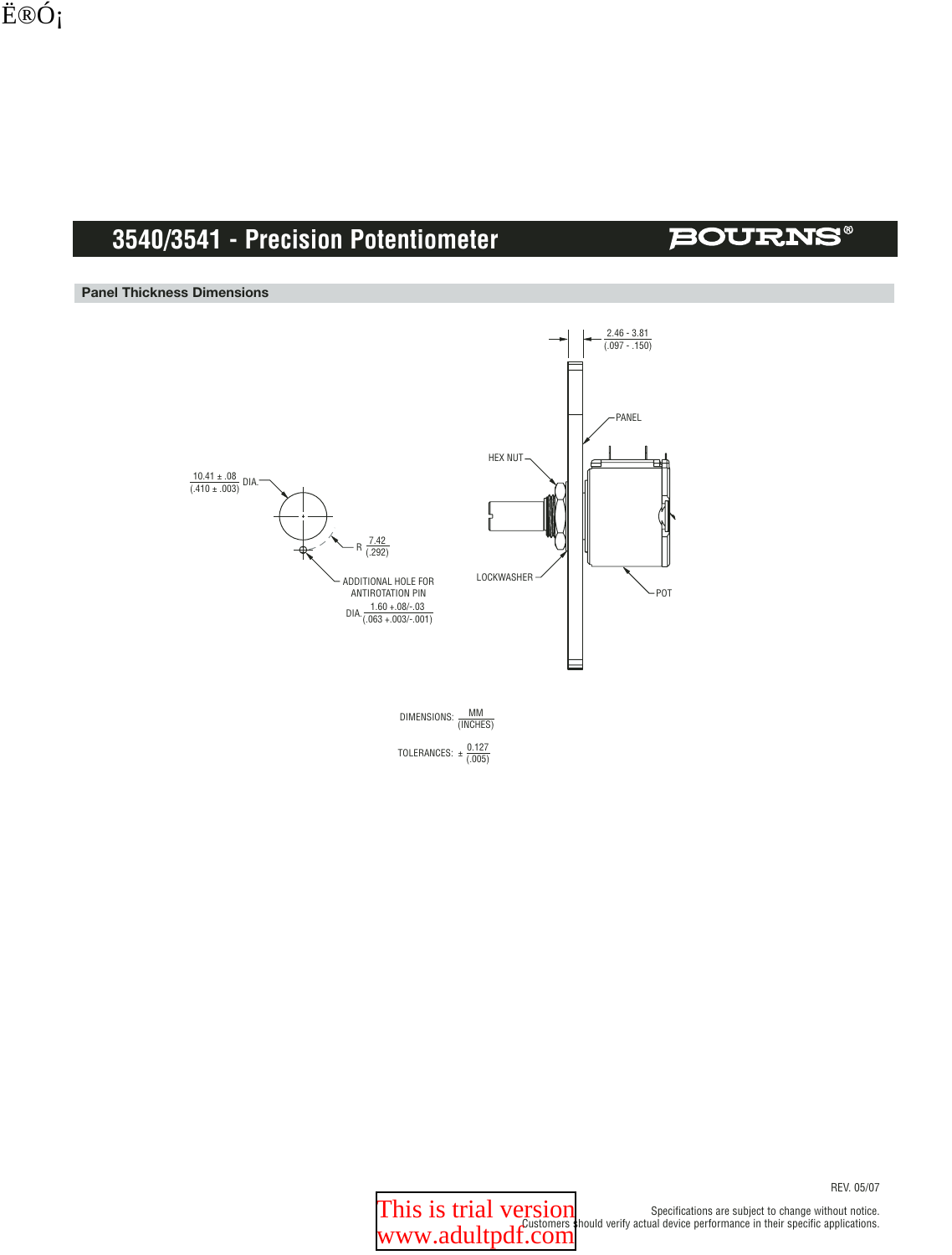# 3540/3541 - Precision Potentiometer

BOURNS®

## Panel Thickness Dimensions

2.46 - 3.81
(.097 - .150)

PANEL

HEX NUT

10.41 ± .08
(.410 ± .003) DIA.

R 7.42
(.292)

ADDITIONAL HOLE FOR
ANTIROTATION PIN
DIA. 1.60 +.08/-.03
(.063 +.003/-.001)

LOCKWASHER

POT

DIMENSIONS: MM
(INCHES)

TOLERANCES: ± 0.127
(.005)

REV. 05/07

Specifications are subject to change without notice.
Customers should verify actual device performance in their specific applications.